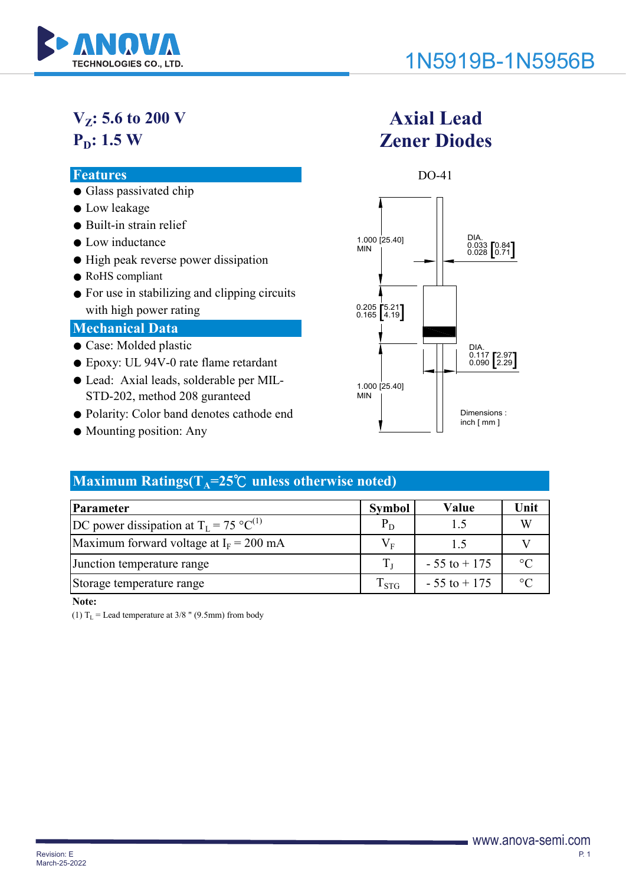# 1N5919B-1N5956B

**$V_Z$: 5.6 to 200 V**
**$P_D$: 1.5 W**

## Axial Lead Zener Diodes

## Features

- Glass passivated chip
- Low leakage
- Built-in strain relief
- Low inductance
- High peak reverse power dissipation
- RoHS compliant
- For use in stabilizing and clipping circuits with high power rating

## Mechanical Data

- Case: Molded plastic
- Epoxy: UL 94V-0 rate flame retardant
- Lead: Axial leads, solderable per MIL-STD-202, method 208 guranteed
- Polarity: Color band denotes cathode end
- Mounting position: Any

DO-41

1.000 [25.40] MIN

DIA. 0.033 [0.84] 0.028 [0.71]

0.205 [5.21] 0.165 [4.19]

DIA. 0.117 [2.97] 0.090 [2.29]

1.000 [25.40] MIN

Dimensions : inch [ mm ]

## Maximum Ratings($T_A$=25℃ unless otherwise noted)

| Parameter | Symbol | Value | Unit |
|---|---|---|---|
| DC power dissipation at $T_L$ = 75 °C[1] | $P_D$ | 1.5 | W |
| Maximum forward voltage at $I_F$ = 200 mA | $V_F$ | 1.5 | V |
| Junction temperature range | $T_J$ | - 55 to + 175 | °C |
| Storage temperature range | $T_{STG}$ | - 55 to + 175 | °C |

**Note:**

(1) $T_L$ = Lead temperature at 3/8 " (9.5mm) from body

Revision: E
March-25-2022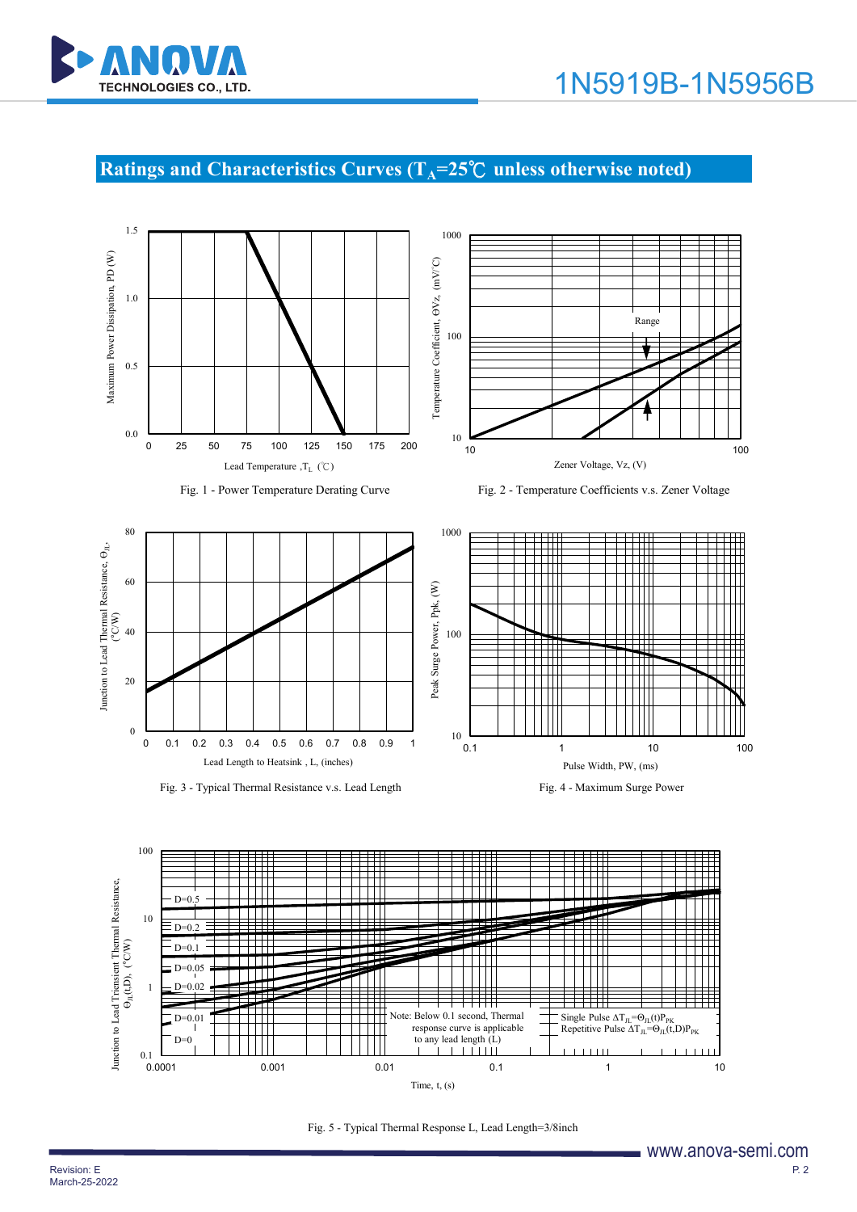## Ratings and Characteristics Curves ($T_A$=25℃ unless otherwise noted)

Fig. 1 - Power Temperature Derating Curve

Fig. 2 - Temperature Coefficients v.s. Zener Voltage

Fig. 3 - Typical Thermal Resistance v.s. Lead Length

Fig. 4 - Maximum Surge Power

Fig. 5 - Typical Thermal Response L, Lead Length=3/8inch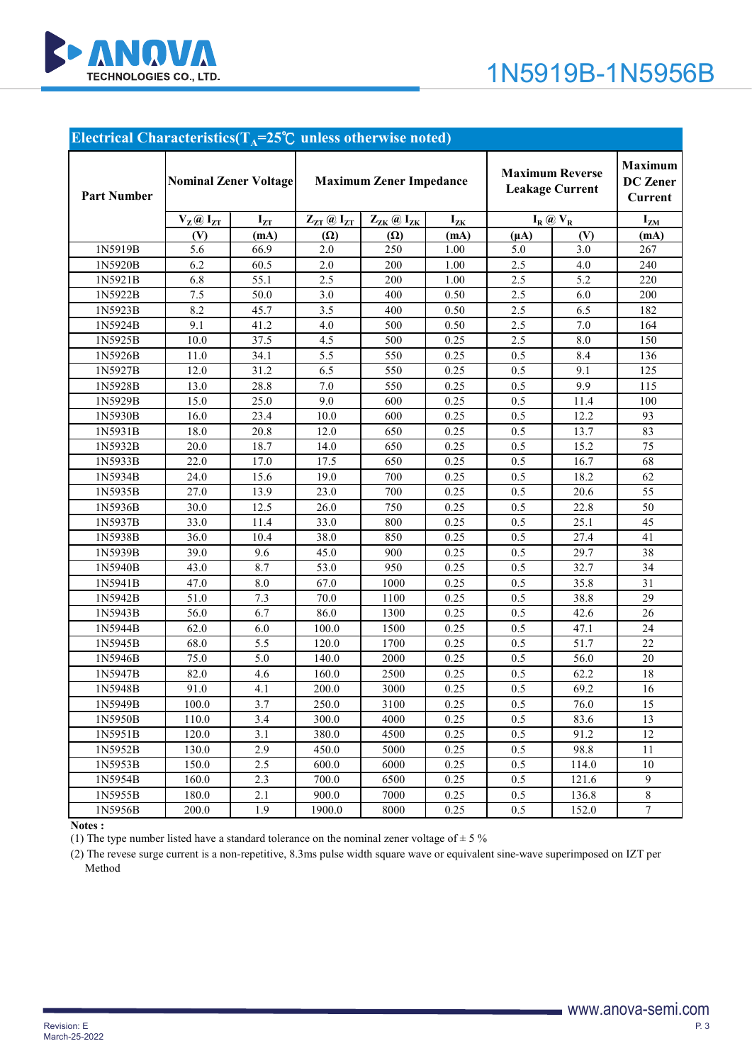## Electrical Characteristics($T_A$=25℃ unless otherwise noted)

| Part Number | Nominal Zener Voltage | | Maximum Zener Impedance | | | Maximum Reverse Leakage Current | | Maximum DC Zener Current |
|---|---|---|---|---|---|---|---|---|
| | $V_Z$ @ $I_{ZT}$ | $I_{ZT}$ | $Z_{ZT}$ @ $I_{ZT}$ | $Z_{ZK}$ @ $I_{ZK}$ | $I_{ZK}$ | $I_R$ @ $V_R$ | | $I_{ZM}$ |
| | (V) | (mA) | (Ω) | (Ω) | (mA) | (μA) | (V) | (mA) |
| 1N5919B | 5.6 | 66.9 | 2.0 | 250 | 1.00 | 5.0 | 3.0 | 267 |
| 1N5920B | 6.2 | 60.5 | 2.0 | 200 | 1.00 | 2.5 | 4.0 | 240 |
| 1N5921B | 6.8 | 55.1 | 2.5 | 200 | 1.00 | 2.5 | 5.2 | 220 |
| 1N5922B | 7.5 | 50.0 | 3.0 | 400 | 0.50 | 2.5 | 6.0 | 200 |
| 1N5923B | 8.2 | 45.7 | 3.5 | 400 | 0.50 | 2.5 | 6.5 | 182 |
| 1N5924B | 9.1 | 41.2 | 4.0 | 500 | 0.50 | 2.5 | 7.0 | 164 |
| 1N5925B | 10.0 | 37.5 | 4.5 | 500 | 0.25 | 2.5 | 8.0 | 150 |
| 1N5926B | 11.0 | 34.1 | 5.5 | 550 | 0.25 | 0.5 | 8.4 | 136 |
| 1N5927B | 12.0 | 31.2 | 6.5 | 550 | 0.25 | 0.5 | 9.1 | 125 |
| 1N5928B | 13.0 | 28.8 | 7.0 | 550 | 0.25 | 0.5 | 9.9 | 115 |
| 1N5929B | 15.0 | 25.0 | 9.0 | 600 | 0.25 | 0.5 | 11.4 | 100 |
| 1N5930B | 16.0 | 23.4 | 10.0 | 600 | 0.25 | 0.5 | 12.2 | 93 |
| 1N5931B | 18.0 | 20.8 | 12.0 | 650 | 0.25 | 0.5 | 13.7 | 83 |
| 1N5932B | 20.0 | 18.7 | 14.0 | 650 | 0.25 | 0.5 | 15.2 | 75 |
| 1N5933B | 22.0 | 17.0 | 17.5 | 650 | 0.25 | 0.5 | 16.7 | 68 |
| 1N5934B | 24.0 | 15.6 | 19.0 | 700 | 0.25 | 0.5 | 18.2 | 62 |
| 1N5935B | 27.0 | 13.9 | 23.0 | 700 | 0.25 | 0.5 | 20.6 | 55 |
| 1N5936B | 30.0 | 12.5 | 26.0 | 750 | 0.25 | 0.5 | 22.8 | 50 |
| 1N5937B | 33.0 | 11.4 | 33.0 | 800 | 0.25 | 0.5 | 25.1 | 45 |
| 1N5938B | 36.0 | 10.4 | 38.0 | 850 | 0.25 | 0.5 | 27.4 | 41 |
| 1N5939B | 39.0 | 9.6 | 45.0 | 900 | 0.25 | 0.5 | 29.7 | 38 |
| 1N5940B | 43.0 | 8.7 | 53.0 | 950 | 0.25 | 0.5 | 32.7 | 34 |
| 1N5941B | 47.0 | 8.0 | 67.0 | 1000 | 0.25 | 0.5 | 35.8 | 31 |
| 1N5942B | 51.0 | 7.3 | 70.0 | 1100 | 0.25 | 0.5 | 38.8 | 29 |
| 1N5943B | 56.0 | 6.7 | 86.0 | 1300 | 0.25 | 0.5 | 42.6 | 26 |
| 1N5944B | 62.0 | 6.0 | 100.0 | 1500 | 0.25 | 0.5 | 47.1 | 24 |
| 1N5945B | 68.0 | 5.5 | 120.0 | 1700 | 0.25 | 0.5 | 51.7 | 22 |
| 1N5946B | 75.0 | 5.0 | 140.0 | 2000 | 0.25 | 0.5 | 56.0 | 20 |
| 1N5947B | 82.0 | 4.6 | 160.0 | 2500 | 0.25 | 0.5 | 62.2 | 18 |
| 1N5948B | 91.0 | 4.1 | 200.0 | 3000 | 0.25 | 0.5 | 69.2 | 16 |
| 1N5949B | 100.0 | 3.7 | 250.0 | 3100 | 0.25 | 0.5 | 76.0 | 15 |
| 1N5950B | 110.0 | 3.4 | 300.0 | 4000 | 0.25 | 0.5 | 83.6 | 13 |
| 1N5951B | 120.0 | 3.1 | 380.0 | 4500 | 0.25 | 0.5 | 91.2 | 12 |
| 1N5952B | 130.0 | 2.9 | 450.0 | 5000 | 0.25 | 0.5 | 98.8 | 11 |
| 1N5953B | 150.0 | 2.5 | 600.0 | 6000 | 0.25 | 0.5 | 114.0 | 10 |
| 1N5954B | 160.0 | 2.3 | 700.0 | 6500 | 0.25 | 0.5 | 121.6 | 9 |
| 1N5955B | 180.0 | 2.1 | 900.0 | 7000 | 0.25 | 0.5 | 136.8 | 8 |
| 1N5956B | 200.0 | 1.9 | 1900.0 | 8000 | 0.25 | 0.5 | 152.0 | 7 |

**Notes :**

(1) The type number listed have a standard tolerance on the nominal zener voltage of ± 5 %

(2) The revese surge current is a non-repetitive, 8.3ms pulse width square wave or equivalent sine-wave superimposed on IZT per Method

Revision: E
March-25-2022